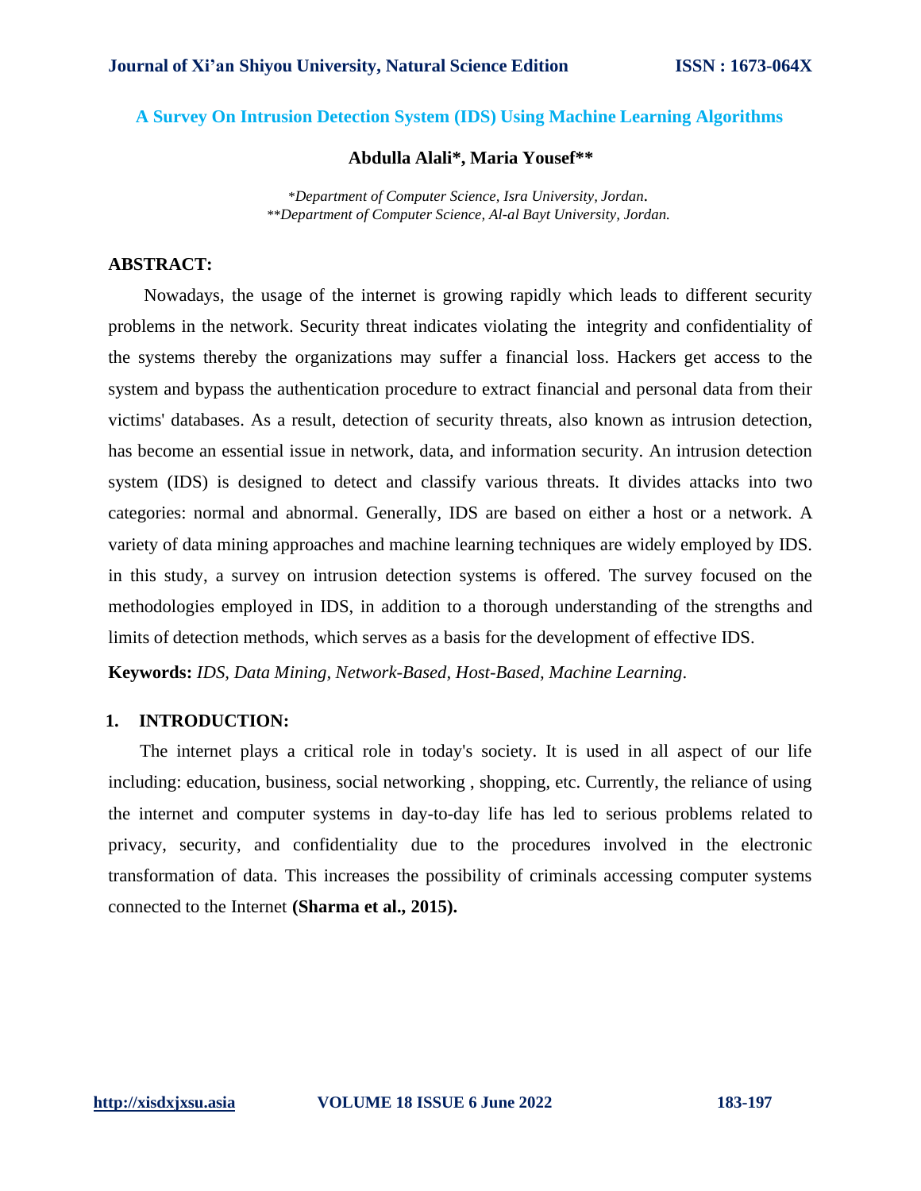# A Survey On Intrusion Detection System (IDS) Using Machine Learning Algorithms

**Abdulla Alali\*, Maria Yousef\*\***

*\*Department of Computer Science, Isra University, Jordan.*
*\*\*Department of Computer Science, Al-al Bayt University, Jordan.*

## ABSTRACT:

Nowadays, the usage of the internet is growing rapidly which leads to different security problems in the network. Security threat indicates violating the integrity and confidentiality of the systems thereby the organizations may suffer a financial loss. Hackers get access to the system and bypass the authentication procedure to extract financial and personal data from their victims' databases. As a result, detection of security threats, also known as intrusion detection, has become an essential issue in network, data, and information security. An intrusion detection system (IDS) is designed to detect and classify various threats. It divides attacks into two categories: normal and abnormal. Generally, IDS are based on either a host or a network. A variety of data mining approaches and machine learning techniques are widely employed by IDS. in this study, a survey on intrusion detection systems is offered. The survey focused on the methodologies employed in IDS, in addition to a thorough understanding of the strengths and limits of detection methods, which serves as a basis for the development of effective IDS.

**Keywords:** *IDS, Data Mining, Network-Based, Host-Based, Machine Learning*.

## 1. INTRODUCTION:

The internet plays a critical role in today's society. It is used in all aspect of our life including: education, business, social networking , shopping, etc. Currently, the reliance of using the internet and computer systems in day-to-day life has led to serious problems related to privacy, security, and confidentiality due to the procedures involved in the electronic transformation of data. This increases the possibility of criminals accessing computer systems connected to the Internet **(Sharma et al., 2015).**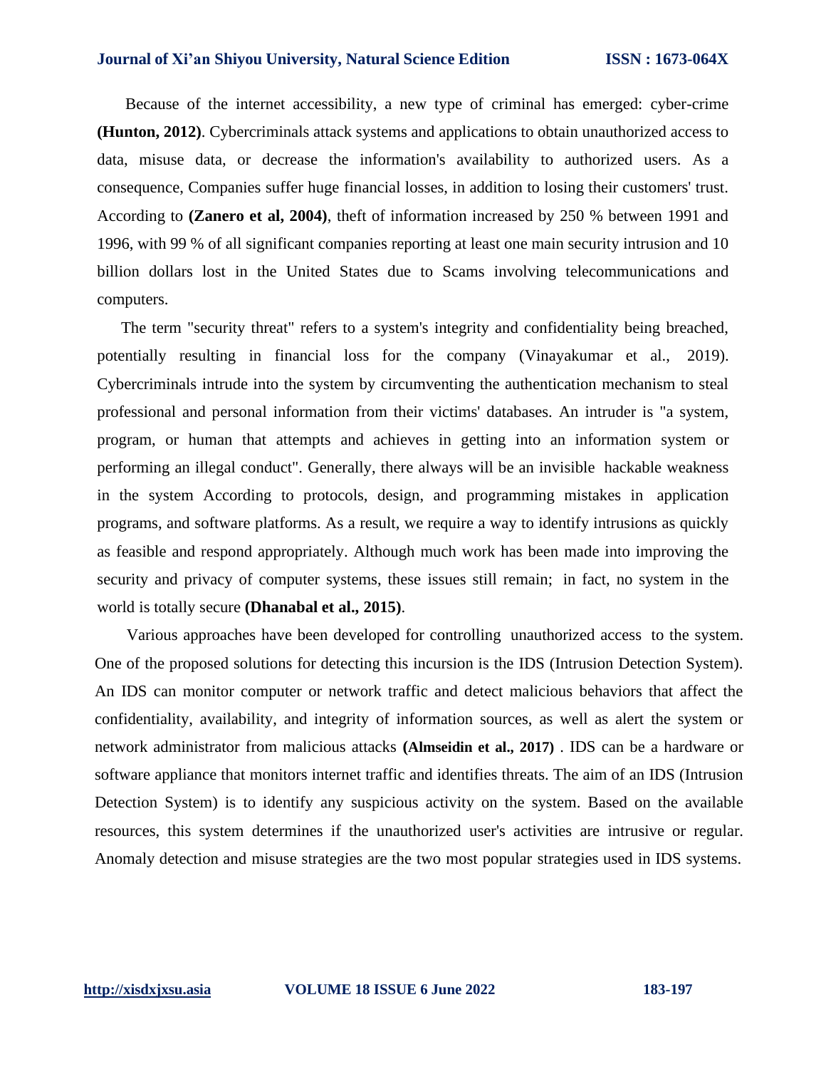Because of the internet accessibility, a new type of criminal has emerged: cyber-crime **(Hunton, 2012)**. Cybercriminals attack systems and applications to obtain unauthorized access to data, misuse data, or decrease the information's availability to authorized users. As a consequence, Companies suffer huge financial losses, in addition to losing their customers' trust. According to **(Zanero et al, 2004)**, theft of information increased by 250 % between 1991 and 1996, with 99 % of all significant companies reporting at least one main security intrusion and 10 billion dollars lost in the United States due to Scams involving telecommunications and computers.

The term "security threat" refers to a system's integrity and confidentiality being breached, potentially resulting in financial loss for the company (Vinayakumar et al., 2019). Cybercriminals intrude into the system by circumventing the authentication mechanism to steal professional and personal information from their victims' databases. An intruder is "a system, program, or human that attempts and achieves in getting into an information system or performing an illegal conduct". Generally, there always will be an invisible hackable weakness in the system According to protocols, design, and programming mistakes in application programs, and software platforms. As a result, we require a way to identify intrusions as quickly as feasible and respond appropriately. Although much work has been made into improving the security and privacy of computer systems, these issues still remain; in fact, no system in the world is totally secure **(Dhanabal et al., 2015)**.

Various approaches have been developed for controlling unauthorized access to the system. One of the proposed solutions for detecting this incursion is the IDS (Intrusion Detection System). An IDS can monitor computer or network traffic and detect malicious behaviors that affect the confidentiality, availability, and integrity of information sources, as well as alert the system or network administrator from malicious attacks **(Almseidin et al., 2017)** . IDS can be a hardware or software appliance that monitors internet traffic and identifies threats. The aim of an IDS (Intrusion Detection System) is to identify any suspicious activity on the system. Based on the available resources, this system determines if the unauthorized user's activities are intrusive or regular. Anomaly detection and misuse strategies are the two most popular strategies used in IDS systems.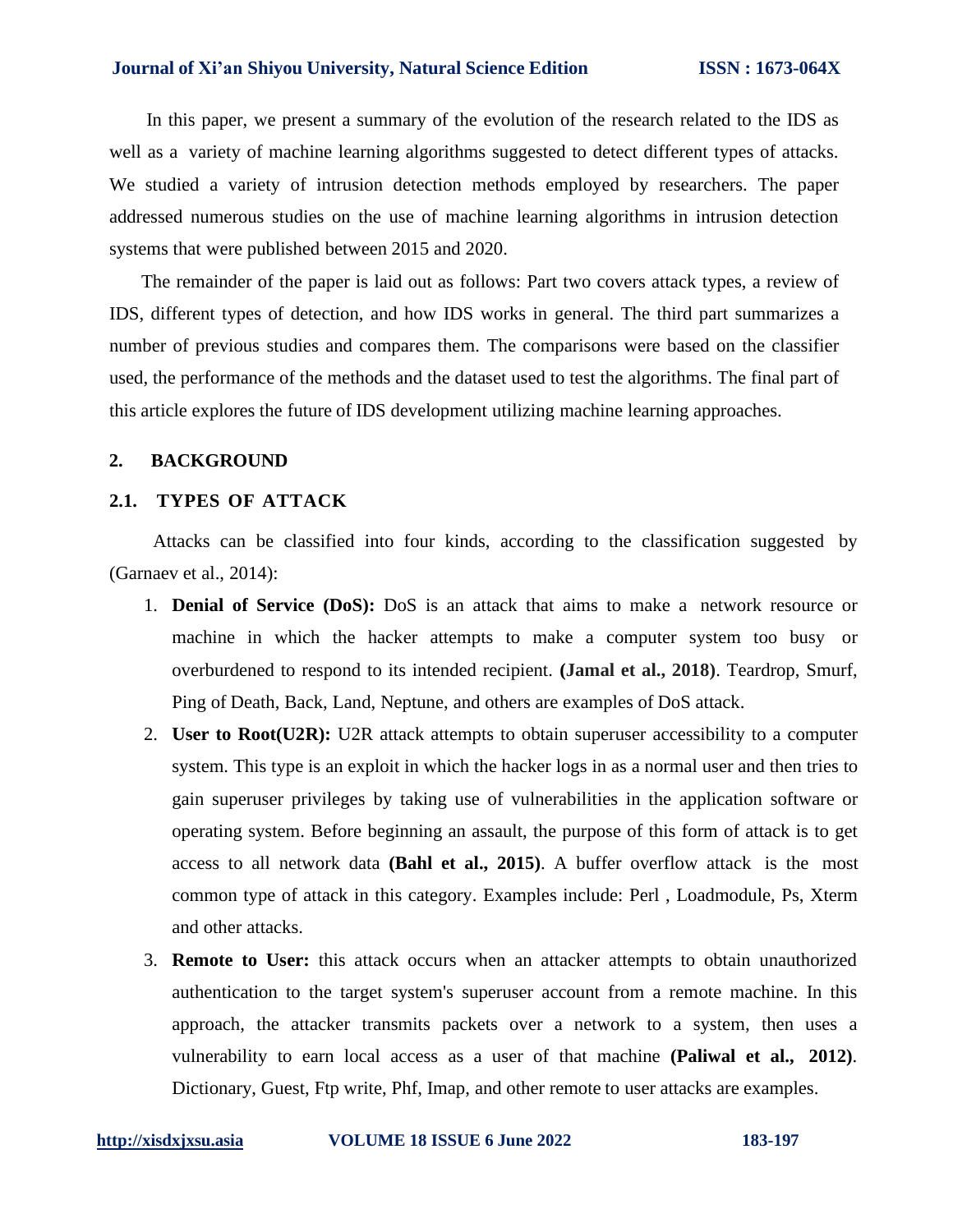In this paper, we present a summary of the evolution of the research related to the IDS as well as a variety of machine learning algorithms suggested to detect different types of attacks. We studied a variety of intrusion detection methods employed by researchers. The paper addressed numerous studies on the use of machine learning algorithms in intrusion detection systems that were published between 2015 and 2020.

The remainder of the paper is laid out as follows: Part two covers attack types, a review of IDS, different types of detection, and how IDS works in general. The third part summarizes a number of previous studies and compares them. The comparisons were based on the classifier used, the performance of the methods and the dataset used to test the algorithms. The final part of this article explores the future of IDS development utilizing machine learning approaches.

## 2. BACKGROUND

### 2.1. TYPES OF ATTACK

Attacks can be classified into four kinds, according to the classification suggested by (Garnaev et al., 2014):

1. **Denial of Service (DoS):** DoS is an attack that aims to make a network resource or machine in which the hacker attempts to make a computer system too busy or overburdened to respond to its intended recipient. **(Jamal et al., 2018)**. Teardrop, Smurf, Ping of Death, Back, Land, Neptune, and others are examples of DoS attack.
2. **User to Root(U2R):** U2R attack attempts to obtain superuser accessibility to a computer system. This type is an exploit in which the hacker logs in as a normal user and then tries to gain superuser privileges by taking use of vulnerabilities in the application software or operating system. Before beginning an assault, the purpose of this form of attack is to get access to all network data **(Bahl et al., 2015)**. A buffer overflow attack is the most common type of attack in this category. Examples include: Perl , Loadmodule, Ps, Xterm and other attacks.
3. **Remote to User:** this attack occurs when an attacker attempts to obtain unauthorized authentication to the target system's superuser account from a remote machine. In this approach, the attacker transmits packets over a network to a system, then uses a vulnerability to earn local access as a user of that machine **(Paliwal et al., 2012)**. Dictionary, Guest, Ftp write, Phf, Imap, and other remote to user attacks are examples.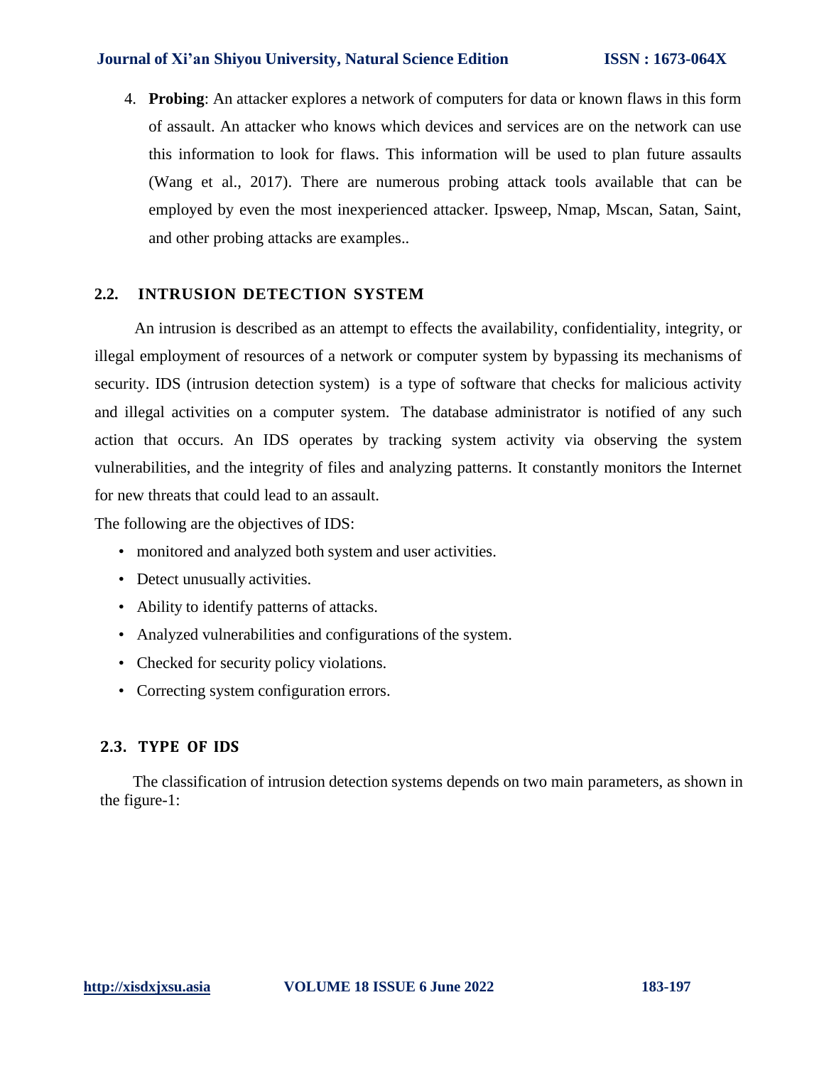4. **Probing**: An attacker explores a network of computers for data or known flaws in this form of assault. An attacker who knows which devices and services are on the network can use this information to look for flaws. This information will be used to plan future assaults (Wang et al., 2017). There are numerous probing attack tools available that can be employed by even the most inexperienced attacker. Ipsweep, Nmap, Mscan, Satan, Saint, and other probing attacks are examples..

## 2.2. INTRUSION DETECTION SYSTEM

An intrusion is described as an attempt to effects the availability, confidentiality, integrity, or illegal employment of resources of a network or computer system by bypassing its mechanisms of security. IDS (intrusion detection system) is a type of software that checks for malicious activity and illegal activities on a computer system. The database administrator is notified of any such action that occurs. An IDS operates by tracking system activity via observing the system vulnerabilities, and the integrity of files and analyzing patterns. It constantly monitors the Internet for new threats that could lead to an assault.

The following are the objectives of IDS:

- monitored and analyzed both system and user activities.
- Detect unusually activities.
- Ability to identify patterns of attacks.
- Analyzed vulnerabilities and configurations of the system.
- Checked for security policy violations.
- Correcting system configuration errors.

## 2.3. TYPE OF IDS

The classification of intrusion detection systems depends on two main parameters, as shown in the figure-1: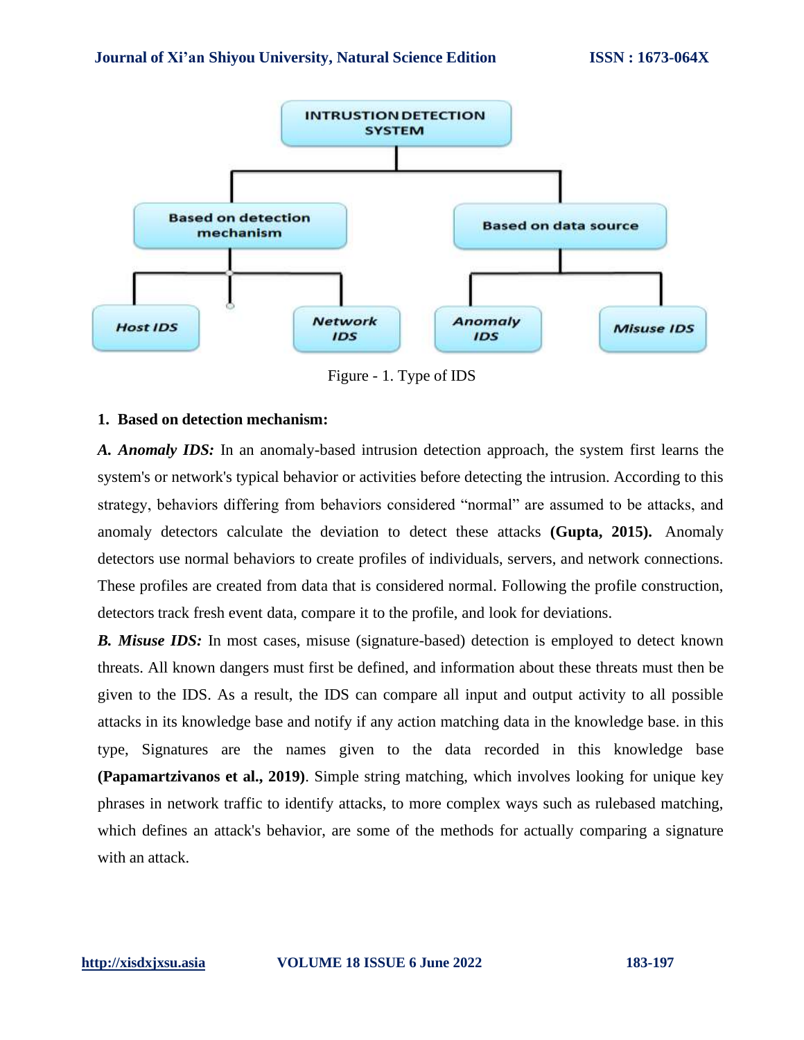Figure - 1. Type of IDS

**1. Based on detection mechanism:**

***A. Anomaly IDS:*** In an anomaly-based intrusion detection approach, the system first learns the system's or network's typical behavior or activities before detecting the intrusion. According to this strategy, behaviors differing from behaviors considered "normal" are assumed to be attacks, and anomaly detectors calculate the deviation to detect these attacks **(Gupta, 2015).** Anomaly detectors use normal behaviors to create profiles of individuals, servers, and network connections. These profiles are created from data that is considered normal. Following the profile construction, detectors track fresh event data, compare it to the profile, and look for deviations.

***B. Misuse IDS:*** In most cases, misuse (signature-based) detection is employed to detect known threats. All known dangers must first be defined, and information about these threats must then be given to the IDS. As a result, the IDS can compare all input and output activity to all possible attacks in its knowledge base and notify if any action matching data in the knowledge base. in this type, Signatures are the names given to the data recorded in this knowledge base **(Papamartzivanos et al., 2019)**. Simple string matching, which involves looking for unique key phrases in network traffic to identify attacks, to more complex ways such as rulebased matching, which defines an attack's behavior, are some of the methods for actually comparing a signature with an attack.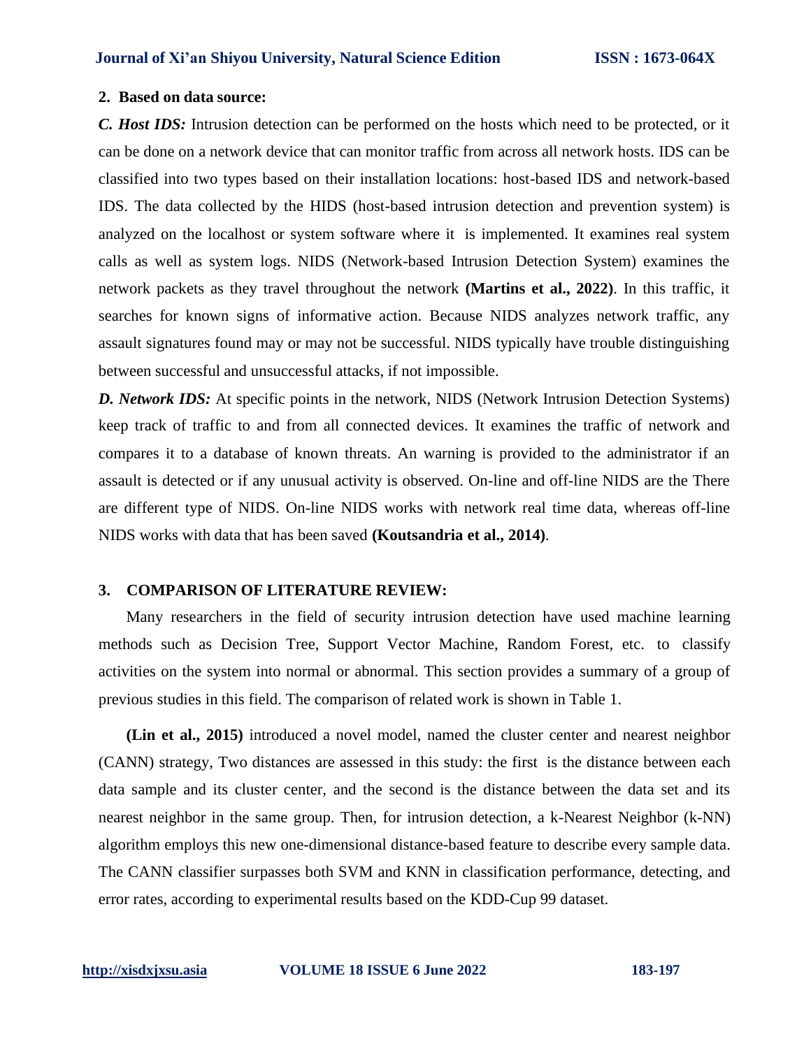## 2. Based on data source:

***C. Host IDS:*** Intrusion detection can be performed on the hosts which need to be protected, or it can be done on a network device that can monitor traffic from across all network hosts. IDS can be classified into two types based on their installation locations: host-based IDS and network-based IDS. The data collected by the HIDS (host-based intrusion detection and prevention system) is analyzed on the localhost or system software where it is implemented. It examines real system calls as well as system logs. NIDS (Network-based Intrusion Detection System) examines the network packets as they travel throughout the network **(Martins et al., 2022)**. In this traffic, it searches for known signs of informative action. Because NIDS analyzes network traffic, any assault signatures found may or may not be successful. NIDS typically have trouble distinguishing between successful and unsuccessful attacks, if not impossible.

***D. Network IDS:*** At specific points in the network, NIDS (Network Intrusion Detection Systems) keep track of traffic to and from all connected devices. It examines the traffic of network and compares it to a database of known threats. An warning is provided to the administrator if an assault is detected or if any unusual activity is observed. On-line and off-line NIDS are the There are different type of NIDS. On-line NIDS works with network real time data, whereas off-line NIDS works with data that has been saved **(Koutsandria et al., 2014)**.

## 3. COMPARISON OF LITERATURE REVIEW:

Many researchers in the field of security intrusion detection have used machine learning methods such as Decision Tree, Support Vector Machine, Random Forest, etc. to classify activities on the system into normal or abnormal. This section provides a summary of a group of previous studies in this field. The comparison of related work is shown in Table 1.

**(Lin et al., 2015)** introduced a novel model, named the cluster center and nearest neighbor (CANN) strategy, Two distances are assessed in this study: the first is the distance between each data sample and its cluster center, and the second is the distance between the data set and its nearest neighbor in the same group. Then, for intrusion detection, a k-Nearest Neighbor (k-NN) algorithm employs this new one-dimensional distance-based feature to describe every sample data. The CANN classifier surpasses both SVM and KNN in classification performance, detecting, and error rates, according to experimental results based on the KDD-Cup 99 dataset.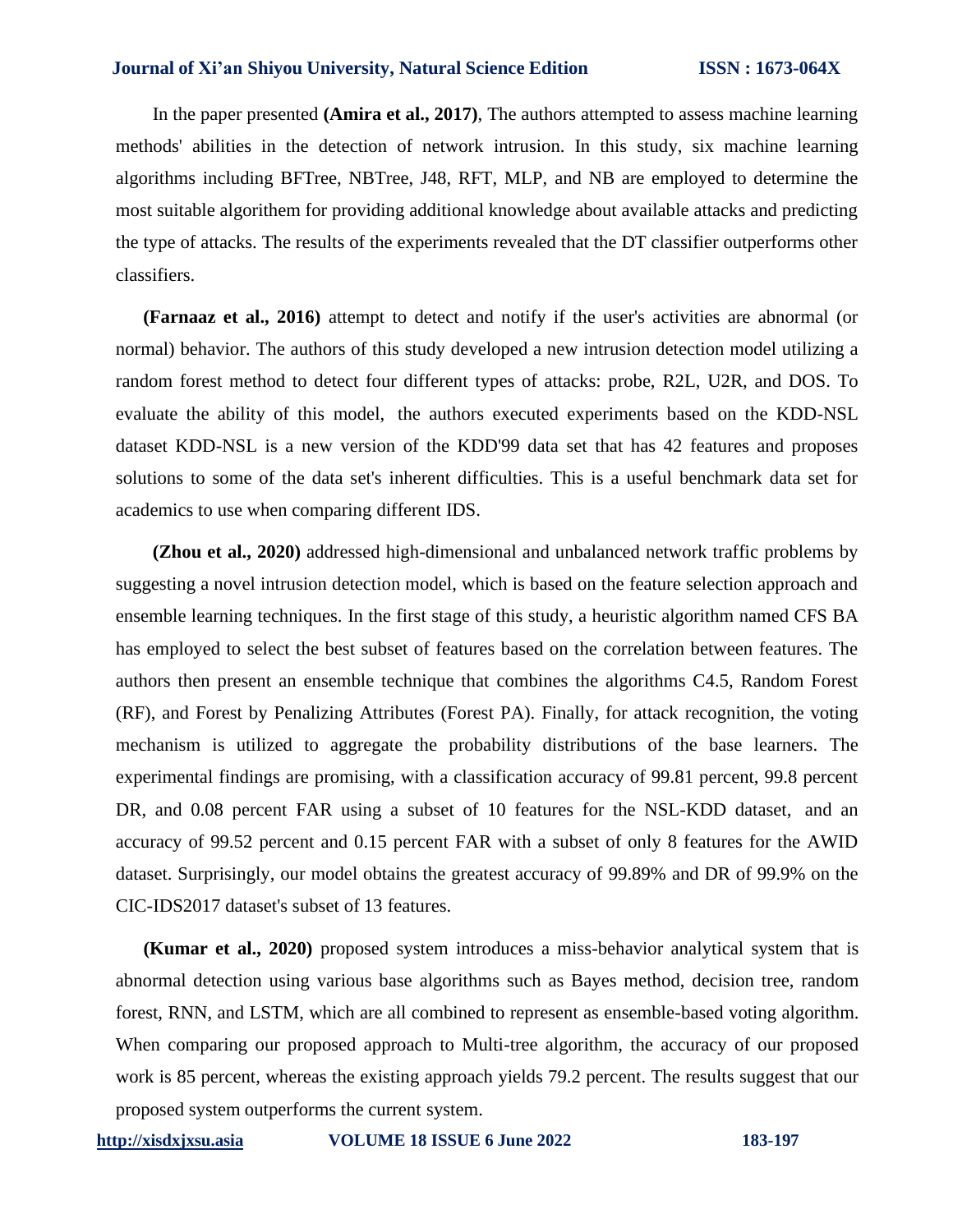In the paper presented **(Amira et al., 2017)**, The authors attempted to assess machine learning methods' abilities in the detection of network intrusion. In this study, six machine learning algorithms including BFTree, NBTree, J48, RFT, MLP, and NB are employed to determine the most suitable algorithem for providing additional knowledge about available attacks and predicting the type of attacks. The results of the experiments revealed that the DT classifier outperforms other classifiers.

**(Farnaaz et al., 2016)** attempt to detect and notify if the user's activities are abnormal (or normal) behavior. The authors of this study developed a new intrusion detection model utilizing a random forest method to detect four different types of attacks: probe, R2L, U2R, and DOS. To evaluate the ability of this model, the authors executed experiments based on the KDD-NSL dataset KDD-NSL is a new version of the KDD'99 data set that has 42 features and proposes solutions to some of the data set's inherent difficulties. This is a useful benchmark data set for academics to use when comparing different IDS.

**(Zhou et al., 2020)** addressed high-dimensional and unbalanced network traffic problems by suggesting a novel intrusion detection model, which is based on the feature selection approach and ensemble learning techniques. In the first stage of this study, a heuristic algorithm named CFS BA has employed to select the best subset of features based on the correlation between features. The authors then present an ensemble technique that combines the algorithms C4.5, Random Forest (RF), and Forest by Penalizing Attributes (Forest PA). Finally, for attack recognition, the voting mechanism is utilized to aggregate the probability distributions of the base learners. The experimental findings are promising, with a classification accuracy of 99.81 percent, 99.8 percent DR, and 0.08 percent FAR using a subset of 10 features for the NSL-KDD dataset, and an accuracy of 99.52 percent and 0.15 percent FAR with a subset of only 8 features for the AWID dataset. Surprisingly, our model obtains the greatest accuracy of 99.89% and DR of 99.9% on the CIC-IDS2017 dataset's subset of 13 features.

**(Kumar et al., 2020)** proposed system introduces a miss-behavior analytical system that is abnormal detection using various base algorithms such as Bayes method, decision tree, random forest, RNN, and LSTM, which are all combined to represent as ensemble-based voting algorithm. When comparing our proposed approach to Multi-tree algorithm, the accuracy of our proposed work is 85 percent, whereas the existing approach yields 79.2 percent. The results suggest that our proposed system outperforms the current system.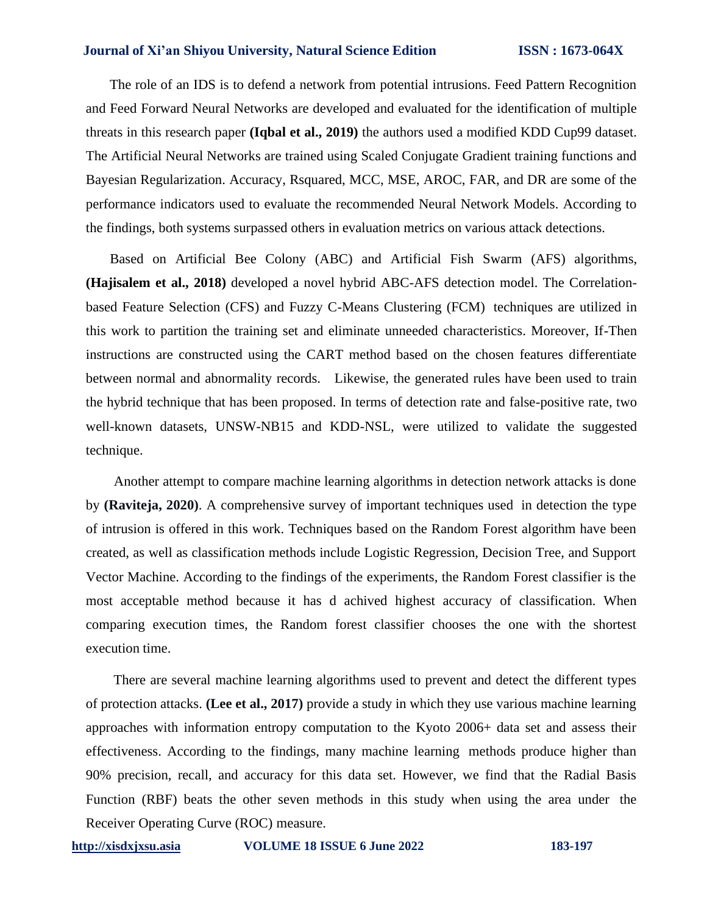The role of an IDS is to defend a network from potential intrusions. Feed Pattern Recognition and Feed Forward Neural Networks are developed and evaluated for the identification of multiple threats in this research paper **(Iqbal et al., 2019)** the authors used a modified KDD Cup99 dataset. The Artificial Neural Networks are trained using Scaled Conjugate Gradient training functions and Bayesian Regularization. Accuracy, Rsquared, MCC, MSE, AROC, FAR, and DR are some of the performance indicators used to evaluate the recommended Neural Network Models. According to the findings, both systems surpassed others in evaluation metrics on various attack detections.

Based on Artificial Bee Colony (ABC) and Artificial Fish Swarm (AFS) algorithms, **(Hajisalem et al., 2018)** developed a novel hybrid ABC-AFS detection model. The Correlation-based Feature Selection (CFS) and Fuzzy C-Means Clustering (FCM) techniques are utilized in this work to partition the training set and eliminate unneeded characteristics. Moreover, If-Then instructions are constructed using the CART method based on the chosen features differentiate between normal and abnormality records. Likewise, the generated rules have been used to train the hybrid technique that has been proposed. In terms of detection rate and false-positive rate, two well-known datasets, UNSW-NB15 and KDD-NSL, were utilized to validate the suggested technique.

Another attempt to compare machine learning algorithms in detection network attacks is done by **(Raviteja, 2020)**. A comprehensive survey of important techniques used in detection the type of intrusion is offered in this work. Techniques based on the Random Forest algorithm have been created, as well as classification methods include Logistic Regression, Decision Tree, and Support Vector Machine. According to the findings of the experiments, the Random Forest classifier is the most acceptable method because it has d achived highest accuracy of classification. When comparing execution times, the Random forest classifier chooses the one with the shortest execution time.

There are several machine learning algorithms used to prevent and detect the different types of protection attacks. **(Lee et al., 2017)** provide a study in which they use various machine learning approaches with information entropy computation to the Kyoto 2006+ data set and assess their effectiveness. According to the findings, many machine learning methods produce higher than 90% precision, recall, and accuracy for this data set. However, we find that the Radial Basis Function (RBF) beats the other seven methods in this study when using the area under the Receiver Operating Curve (ROC) measure.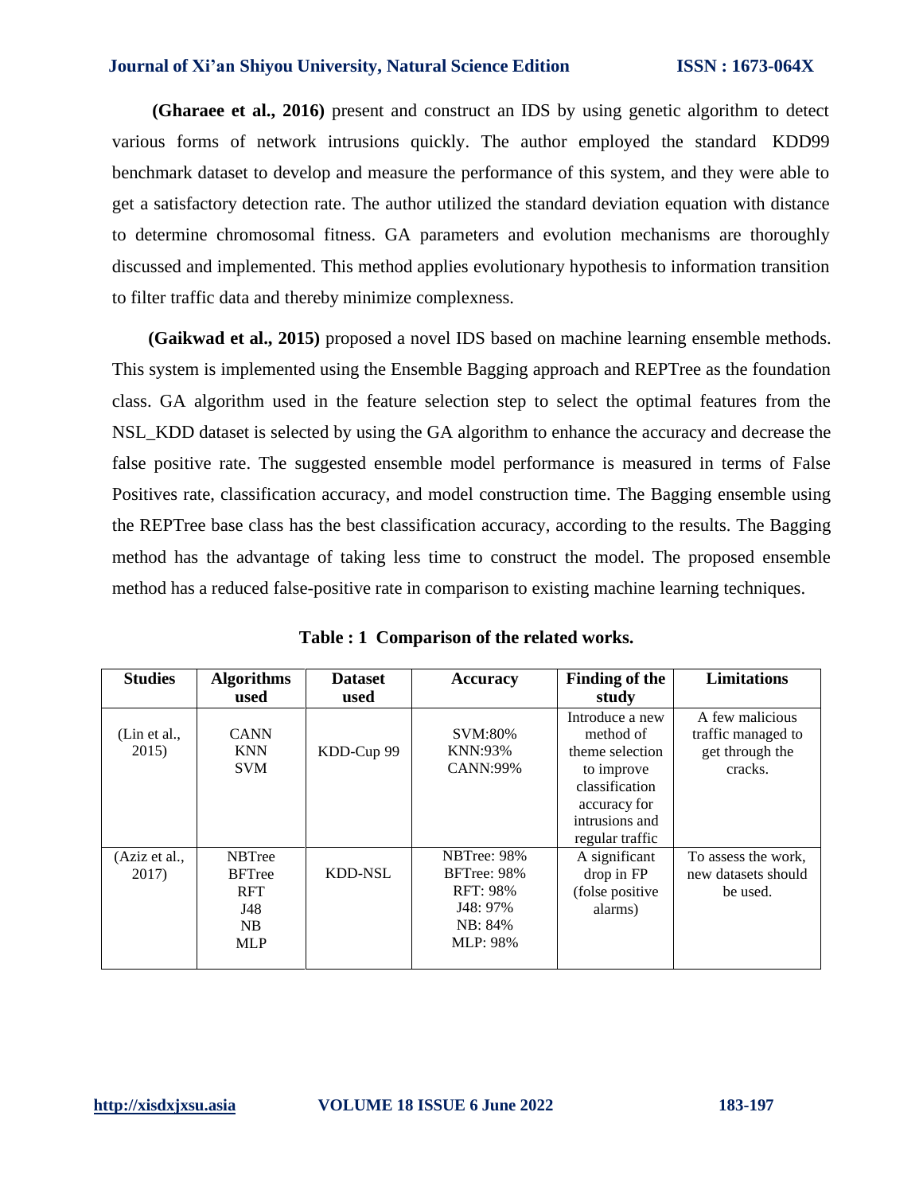**(Gharaee et al., 2016)** present and construct an IDS by using genetic algorithm to detect various forms of network intrusions quickly. The author employed the standard KDD99 benchmark dataset to develop and measure the performance of this system, and they were able to get a satisfactory detection rate. The author utilized the standard deviation equation with distance to determine chromosomal fitness. GA parameters and evolution mechanisms are thoroughly discussed and implemented. This method applies evolutionary hypothesis to information transition to filter traffic data and thereby minimize complexness.

**(Gaikwad et al., 2015)** proposed a novel IDS based on machine learning ensemble methods. This system is implemented using the Ensemble Bagging approach and REPTree as the foundation class. GA algorithm used in the feature selection step to select the optimal features from the NSL_KDD dataset is selected by using the GA algorithm to enhance the accuracy and decrease the false positive rate. The suggested ensemble model performance is measured in terms of False Positives rate, classification accuracy, and model construction time. The Bagging ensemble using the REPTree base class has the best classification accuracy, according to the results. The Bagging method has the advantage of taking less time to construct the model. The proposed ensemble method has a reduced false-positive rate in comparison to existing machine learning techniques.

**Table : 1 Comparison of the related works.**

| Studies | Algorithms used | Dataset used | Accuracy | Finding of the study | Limitations |
|---|---|---|---|---|---|
| (Lin et al., 2015) | CANN<br>KNN<br>SVM | KDD-Cup 99 | SVM:80%<br>KNN:93%<br>CANN:99% | Introduce a new method of theme selection to improve classification accuracy for intrusions and regular traffic | A few malicious traffic managed to get through the cracks. |
| (Aziz et al., 2017) | NBTree<br>BFTree<br>RFT<br>J48<br>NB<br>MLP | KDD-NSL | NBTree: 98%<br>BFTree: 98%<br>RFT: 98%<br>J48: 97%<br>NB: 84%<br>MLP: 98% | A significant drop in FP (folse positive alarms) | To assess the work, new datasets should be used. |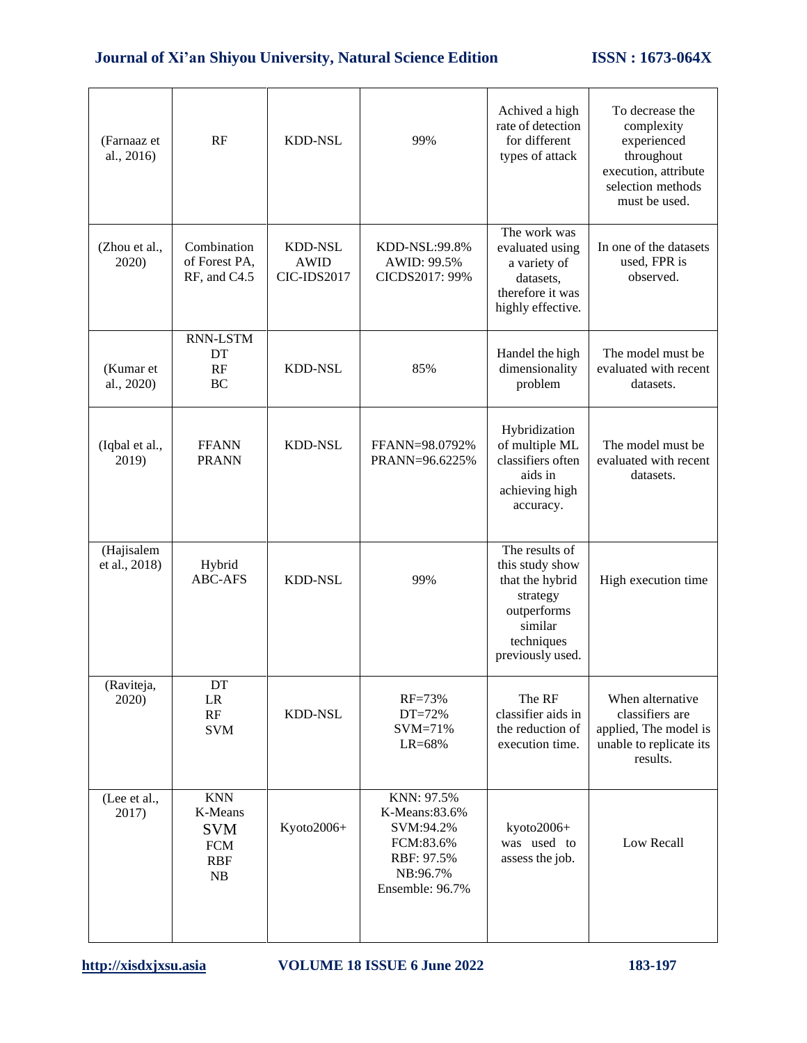| (Farnaaz et al., 2016) | RF | KDD-NSL | 99% | Achived a high rate of detection for different types of attack | To decrease the complexity experienced throughout execution, attribute selection methods must be used. |
|---|---|---|---|---|---|
| (Zhou et al., 2020) | Combination of Forest PA, RF, and C4.5 | KDD-NSL<br>AWID<br>CIC-IDS2017 | KDD-NSL:99.8%<br>AWID: 99.5%<br>CICDS2017: 99% | The work was evaluated using a variety of datasets, therefore it was highly effective. | In one of the datasets used, FPR is observed. |
| (Kumar et al., 2020) | RNN-LSTM<br>DT<br>RF<br>BC | KDD-NSL | 85% | Handel the high dimensionality problem | The model must be evaluated with recent datasets. |
| (Iqbal et al., 2019) | FFANN<br>PRANN | KDD-NSL | FFANN=98.0792%<br>PRANN=96.6225% | Hybridization of multiple ML classifiers often aids in achieving high accuracy. | The model must be evaluated with recent datasets. |
| (Hajisalem et al., 2018) | Hybrid ABC-AFS | KDD-NSL | 99% | The results of this study show that the hybrid strategy outperforms similar techniques previously used. | High execution time |
| (Raviteja, 2020) | DT<br>LR<br>RF<br>SVM | KDD-NSL | RF=73%<br>DT=72%<br>SVM=71%<br>LR=68% | The RF classifier aids in the reduction of execution time. | When alternative classifiers are applied, The model is unable to replicate its results. |
| (Lee et al., 2017) | KNN<br>K-Means<br>SVM<br>FCM<br>RBF<br>NB | Kyoto2006+ | KNN: 97.5%<br>K-Means:83.6%<br>SVM:94.2%<br>FCM:83.6%<br>RBF: 97.5%<br>NB:96.7%<br>Ensemble: 96.7% | kyoto2006+ was used to assess the job. | Low Recall |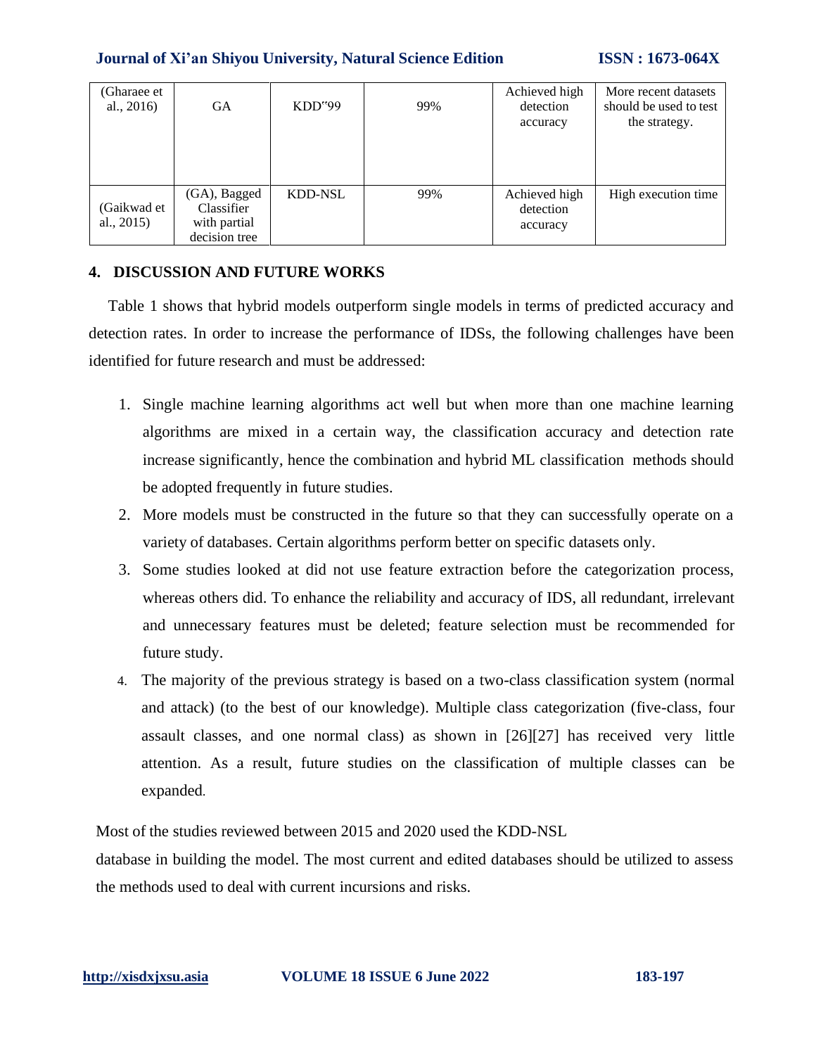| (Gharaee et al., 2016) | GA | KDD"99 | 99% | Achieved high detection accuracy | More recent datasets should be used to test the strategy. |
|---|---|---|---|---|---|
| (Gaikwad et al., 2015) | (GA), Bagged Classifier with partial decision tree | KDD-NSL | 99% | Achieved high detection accuracy | High execution time |

## 4. DISCUSSION AND FUTURE WORKS

Table 1 shows that hybrid models outperform single models in terms of predicted accuracy and detection rates. In order to increase the performance of IDSs, the following challenges have been identified for future research and must be addressed:

1. Single machine learning algorithms act well but when more than one machine learning algorithms are mixed in a certain way, the classification accuracy and detection rate increase significantly, hence the combination and hybrid ML classification methods should be adopted frequently in future studies.
2. More models must be constructed in the future so that they can successfully operate on a variety of databases. Certain algorithms perform better on specific datasets only.
3. Some studies looked at did not use feature extraction before the categorization process, whereas others did. To enhance the reliability and accuracy of IDS, all redundant, irrelevant and unnecessary features must be deleted; feature selection must be recommended for future study.
4. The majority of the previous strategy is based on a two-class classification system (normal and attack) (to the best of our knowledge). Multiple class categorization (five-class, four assault classes, and one normal class) as shown in [26][27] has received very little attention. As a result, future studies on the classification of multiple classes can be expanded.

Most of the studies reviewed between 2015 and 2020 used the KDD-NSL database in building the model. The most current and edited databases should be utilized to assess the methods used to deal with current incursions and risks.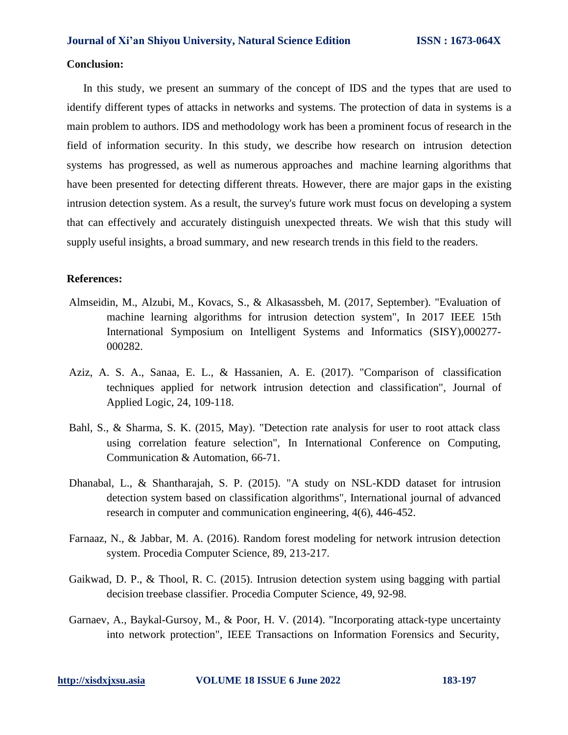**Conclusion:**

In this study, we present an summary of the concept of IDS and the types that are used to identify different types of attacks in networks and systems. The protection of data in systems is a main problem to authors. IDS and methodology work has been a prominent focus of research in the field of information security. In this study, we describe how research on intrusion detection systems has progressed, as well as numerous approaches and machine learning algorithms that have been presented for detecting different threats. However, there are major gaps in the existing intrusion detection system. As a result, the survey's future work must focus on developing a system that can effectively and accurately distinguish unexpected threats. We wish that this study will supply useful insights, a broad summary, and new research trends in this field to the readers.

**References:**

Almseidin, M., Alzubi, M., Kovacs, S., & Alkasassbeh, M. (2017, September). "Evaluation of machine learning algorithms for intrusion detection system", In 2017 IEEE 15th International Symposium on Intelligent Systems and Informatics (SISY),000277-000282.

Aziz, A. S. A., Sanaa, E. L., & Hassanien, A. E. (2017). "Comparison of classification techniques applied for network intrusion detection and classification", Journal of Applied Logic, 24, 109-118.

Bahl, S., & Sharma, S. K. (2015, May). "Detection rate analysis for user to root attack class using correlation feature selection", In International Conference on Computing, Communication & Automation, 66-71.

Dhanabal, L., & Shantharajah, S. P. (2015). "A study on NSL-KDD dataset for intrusion detection system based on classification algorithms", International journal of advanced research in computer and communication engineering, 4(6), 446-452.

Farnaaz, N., & Jabbar, M. A. (2016). Random forest modeling for network intrusion detection system. Procedia Computer Science, 89, 213-217.

Gaikwad, D. P., & Thool, R. C. (2015). Intrusion detection system using bagging with partial decision treebase classifier. Procedia Computer Science, 49, 92-98.

Garnaev, A., Baykal-Gursoy, M., & Poor, H. V. (2014). "Incorporating attack-type uncertainty into network protection", IEEE Transactions on Information Forensics and Security,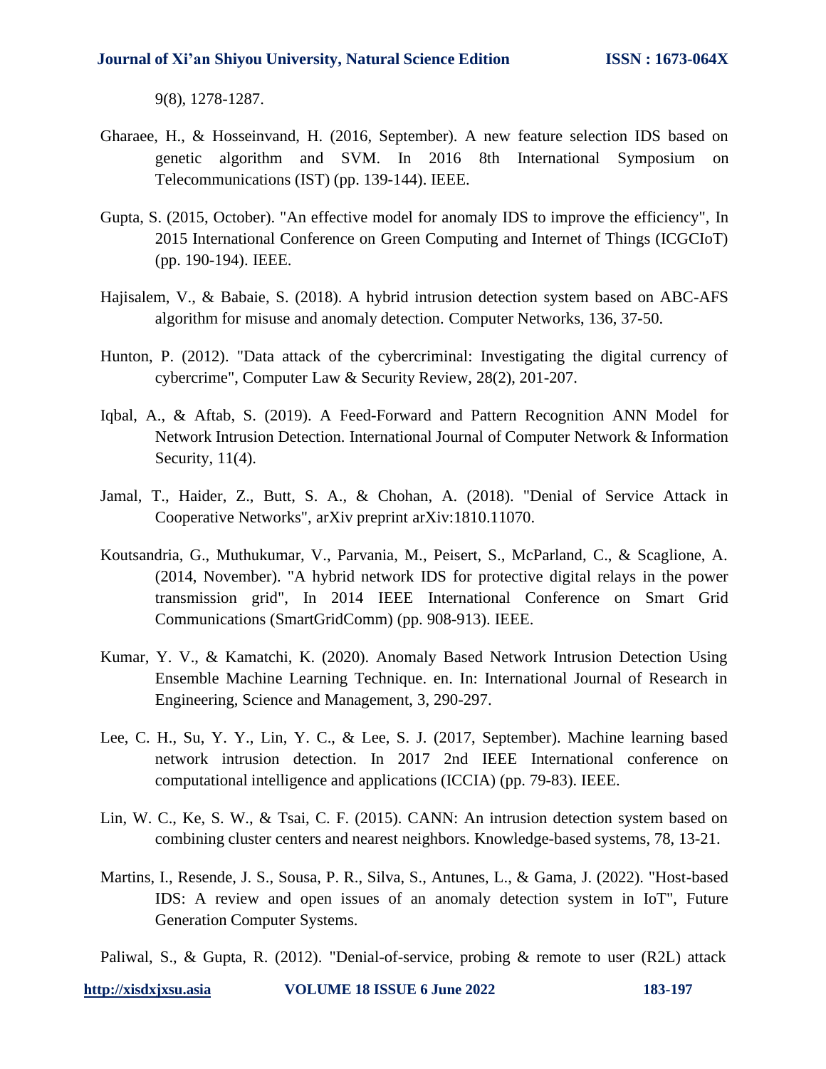9(8), 1278-1287.

Gharaee, H., & Hosseinvand, H. (2016, September). A new feature selection IDS based on genetic algorithm and SVM. In 2016 8th International Symposium on Telecommunications (IST) (pp. 139-144). IEEE.

Gupta, S. (2015, October). "An effective model for anomaly IDS to improve the efficiency", In 2015 International Conference on Green Computing and Internet of Things (ICGCIoT) (pp. 190-194). IEEE.

Hajisalem, V., & Babaie, S. (2018). A hybrid intrusion detection system based on ABC-AFS algorithm for misuse and anomaly detection. Computer Networks, 136, 37-50.

Hunton, P. (2012). "Data attack of the cybercriminal: Investigating the digital currency of cybercrime", Computer Law & Security Review, 28(2), 201-207.

Iqbal, A., & Aftab, S. (2019). A Feed-Forward and Pattern Recognition ANN Model for Network Intrusion Detection. International Journal of Computer Network & Information Security, 11(4).

Jamal, T., Haider, Z., Butt, S. A., & Chohan, A. (2018). "Denial of Service Attack in Cooperative Networks", arXiv preprint arXiv:1810.11070.

Koutsandria, G., Muthukumar, V., Parvania, M., Peisert, S., McParland, C., & Scaglione, A. (2014, November). "A hybrid network IDS for protective digital relays in the power transmission grid", In 2014 IEEE International Conference on Smart Grid Communications (SmartGridComm) (pp. 908-913). IEEE.

Kumar, Y. V., & Kamatchi, K. (2020). Anomaly Based Network Intrusion Detection Using Ensemble Machine Learning Technique. en. In: International Journal of Research in Engineering, Science and Management, 3, 290-297.

Lee, C. H., Su, Y. Y., Lin, Y. C., & Lee, S. J. (2017, September). Machine learning based network intrusion detection. In 2017 2nd IEEE International conference on computational intelligence and applications (ICCIA) (pp. 79-83). IEEE.

Lin, W. C., Ke, S. W., & Tsai, C. F. (2015). CANN: An intrusion detection system based on combining cluster centers and nearest neighbors. Knowledge-based systems, 78, 13-21.

Martins, I., Resende, J. S., Sousa, P. R., Silva, S., Antunes, L., & Gama, J. (2022). "Host-based IDS: A review and open issues of an anomaly detection system in IoT", Future Generation Computer Systems.

Paliwal, S., & Gupta, R. (2012). "Denial-of-service, probing & remote to user (R2L) attack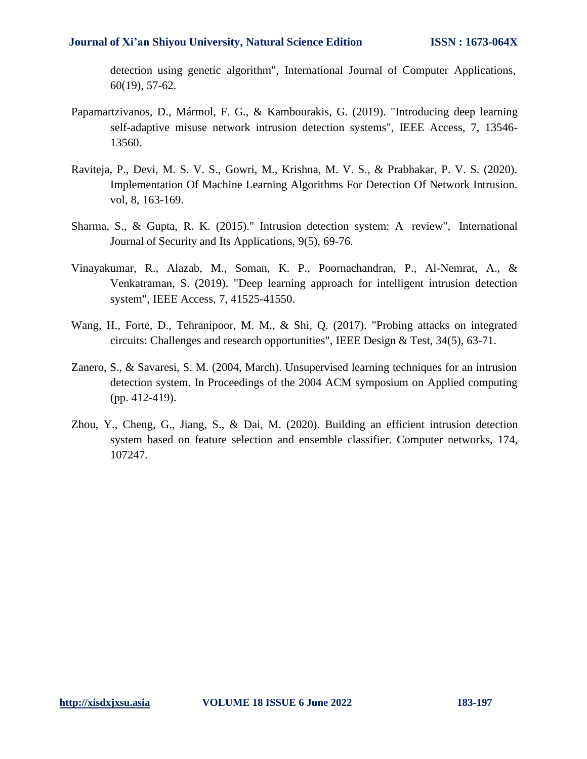detection using genetic algorithm", International Journal of Computer Applications, 60(19), 57-62.

Papamartzivanos, D., Mármol, F. G., & Kambourakis, G. (2019). "Introducing deep learning self-adaptive misuse network intrusion detection systems", IEEE Access, 7, 13546-13560.

Raviteja, P., Devi, M. S. V. S., Gowri, M., Krishna, M. V. S., & Prabhakar, P. V. S. (2020). Implementation Of Machine Learning Algorithms For Detection Of Network Intrusion. vol, 8, 163-169.

Sharma, S., & Gupta, R. K. (2015)." Intrusion detection system: A review", International Journal of Security and Its Applications, 9(5), 69-76.

Vinayakumar, R., Alazab, M., Soman, K. P., Poornachandran, P., Al-Nemrat, A., & Venkatraman, S. (2019). "Deep learning approach for intelligent intrusion detection system", IEEE Access, 7, 41525-41550.

Wang, H., Forte, D., Tehranipoor, M. M., & Shi, Q. (2017). "Probing attacks on integrated circuits: Challenges and research opportunities", IEEE Design & Test, 34(5), 63-71.

Zanero, S., & Savaresi, S. M. (2004, March). Unsupervised learning techniques for an intrusion detection system. In Proceedings of the 2004 ACM symposium on Applied computing (pp. 412-419).

Zhou, Y., Cheng, G., Jiang, S., & Dai, M. (2020). Building an efficient intrusion detection system based on feature selection and ensemble classifier. Computer networks, 174, 107247.